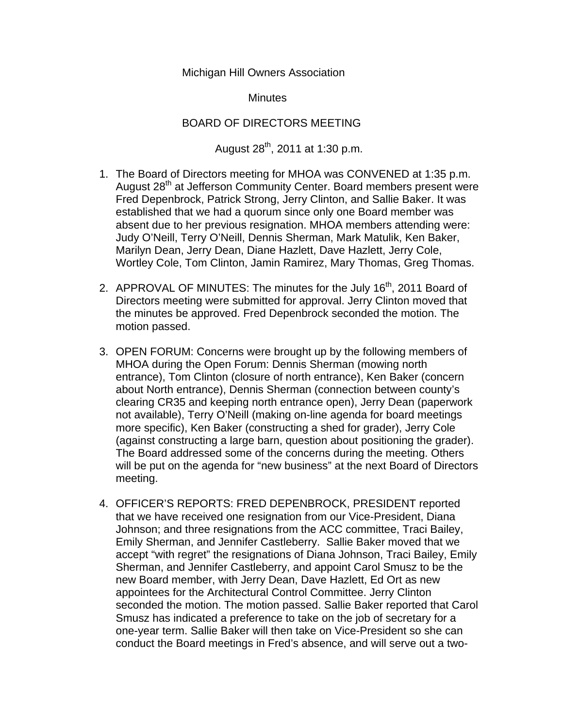Michigan Hill Owners Association

Minutes

BOARD OF DIRECTORS MEETING

August 28th, 2011 at 1:30 p.m.

1. The Board of Directors meeting for MHOA was CONVENED at 1:35 p.m. August 28th at Jefferson Community Center. Board members present were Fred Depenbrock, Patrick Strong, Jerry Clinton, and Sallie Baker. It was established that we had a quorum since only one Board member was absent due to her previous resignation. MHOA members attending were: Judy O'Neill, Terry O'Neill, Dennis Sherman, Mark Matulik, Ken Baker, Marilyn Dean, Jerry Dean, Diane Hazlett, Dave Hazlett, Jerry Cole, Wortley Cole, Tom Clinton, Jamin Ramirez, Mary Thomas, Greg Thomas.

2. APPROVAL OF MINUTES: The minutes for the July 16th, 2011 Board of Directors meeting were submitted for approval. Jerry Clinton moved that the minutes be approved. Fred Depenbrock seconded the motion. The motion passed.

3. OPEN FORUM: Concerns were brought up by the following members of MHOA during the Open Forum: Dennis Sherman (mowing north entrance), Tom Clinton (closure of north entrance), Ken Baker (concern about North entrance), Dennis Sherman (connection between county's clearing CR35 and keeping north entrance open), Jerry Dean (paperwork not available), Terry O'Neill (making on-line agenda for board meetings more specific), Ken Baker (constructing a shed for grader), Jerry Cole (against constructing a large barn, question about positioning the grader). The Board addressed some of the concerns during the meeting. Others will be put on the agenda for "new business" at the next Board of Directors meeting.

4. OFFICER'S REPORTS: FRED DEPENBROCK, PRESIDENT reported that we have received one resignation from our Vice-President, Diana Johnson; and three resignations from the ACC committee, Traci Bailey, Emily Sherman, and Jennifer Castleberry. Sallie Baker moved that we accept "with regret" the resignations of Diana Johnson, Traci Bailey, Emily Sherman, and Jennifer Castleberry, and appoint Carol Smusz to be the new Board member, with Jerry Dean, Dave Hazlett, Ed Ort as new appointees for the Architectural Control Committee. Jerry Clinton seconded the motion. The motion passed. Sallie Baker reported that Carol Smusz has indicated a preference to take on the job of secretary for a one-year term. Sallie Baker will then take on Vice-President so she can conduct the Board meetings in Fred's absence, and will serve out a two-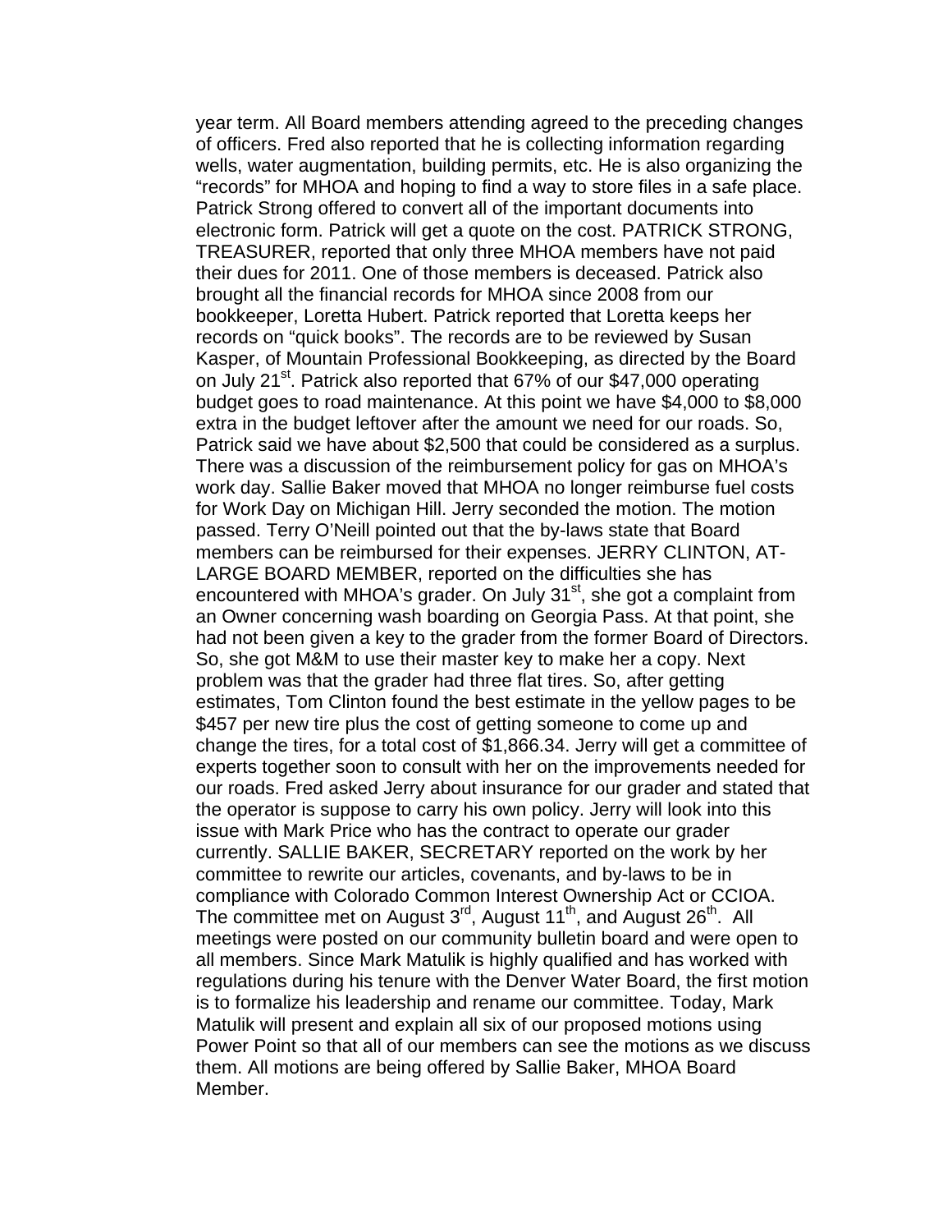year term. All Board members attending agreed to the preceding changes of officers. Fred also reported that he is collecting information regarding wells, water augmentation, building permits, etc. He is also organizing the "records" for MHOA and hoping to find a way to store files in a safe place. Patrick Strong offered to convert all of the important documents into electronic form. Patrick will get a quote on the cost. PATRICK STRONG, TREASURER, reported that only three MHOA members have not paid their dues for 2011. One of those members is deceased. Patrick also brought all the financial records for MHOA since 2008 from our bookkeeper, Loretta Hubert. Patrick reported that Loretta keeps her records on "quick books". The records are to be reviewed by Susan Kasper, of Mountain Professional Bookkeeping, as directed by the Board on July 21st. Patrick also reported that 67% of our $47,000 operating budget goes to road maintenance. At this point we have $4,000 to $8,000 extra in the budget leftover after the amount we need for our roads. So, Patrick said we have about $2,500 that could be considered as a surplus. There was a discussion of the reimbursement policy for gas on MHOA's work day. Sallie Baker moved that MHOA no longer reimburse fuel costs for Work Day on Michigan Hill. Jerry seconded the motion. The motion passed. Terry O'Neill pointed out that the by-laws state that Board members can be reimbursed for their expenses. JERRY CLINTON, AT-LARGE BOARD MEMBER, reported on the difficulties she has encountered with MHOA's grader. On July 31st, she got a complaint from an Owner concerning wash boarding on Georgia Pass. At that point, she had not been given a key to the grader from the former Board of Directors. So, she got M&M to use their master key to make her a copy. Next problem was that the grader had three flat tires. So, after getting estimates, Tom Clinton found the best estimate in the yellow pages to be $457 per new tire plus the cost of getting someone to come up and change the tires, for a total cost of $1,866.34. Jerry will get a committee of experts together soon to consult with her on the improvements needed for our roads. Fred asked Jerry about insurance for our grader and stated that the operator is suppose to carry his own policy. Jerry will look into this issue with Mark Price who has the contract to operate our grader currently. SALLIE BAKER, SECRETARY reported on the work by her committee to rewrite our articles, covenants, and by-laws to be in compliance with Colorado Common Interest Ownership Act or CCIOA. The committee met on August 3rd, August 11th, and August 26th. All meetings were posted on our community bulletin board and were open to all members. Since Mark Matulik is highly qualified and has worked with regulations during his tenure with the Denver Water Board, the first motion is to formalize his leadership and rename our committee. Today, Mark Matulik will present and explain all six of our proposed motions using Power Point so that all of our members can see the motions as we discuss them. All motions are being offered by Sallie Baker, MHOA Board Member.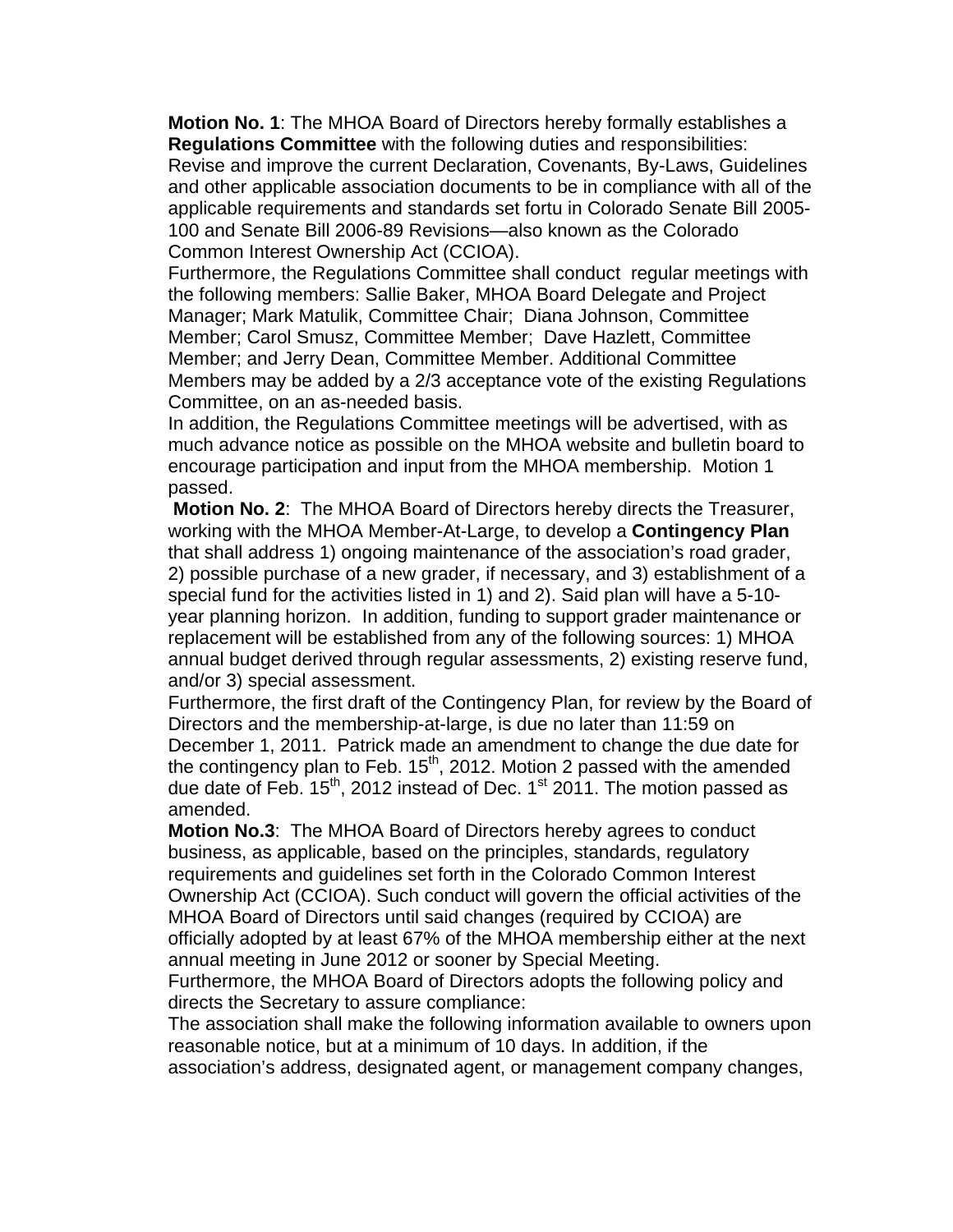**Motion No. 1**: The MHOA Board of Directors hereby formally establishes a **Regulations Committee** with the following duties and responsibilities: Revise and improve the current Declaration, Covenants, By-Laws, Guidelines and other applicable association documents to be in compliance with all of the applicable requirements and standards set fortu in Colorado Senate Bill 2005-100 and Senate Bill 2006-89 Revisions—also known as the Colorado Common Interest Ownership Act (CCIOA).

Furthermore, the Regulations Committee shall conduct regular meetings with the following members: Sallie Baker, MHOA Board Delegate and Project Manager; Mark Matulik, Committee Chair; Diana Johnson, Committee Member; Carol Smusz, Committee Member; Dave Hazlett, Committee Member; and Jerry Dean, Committee Member. Additional Committee Members may be added by a 2/3 acceptance vote of the existing Regulations Committee, on an as-needed basis.

In addition, the Regulations Committee meetings will be advertised, with as much advance notice as possible on the MHOA website and bulletin board to encourage participation and input from the MHOA membership. Motion 1 passed.

**Motion No. 2**: The MHOA Board of Directors hereby directs the Treasurer, working with the MHOA Member-At-Large, to develop a **Contingency Plan** that shall address 1) ongoing maintenance of the association's road grader, 2) possible purchase of a new grader, if necessary, and 3) establishment of a special fund for the activities listed in 1) and 2). Said plan will have a 5-10-year planning horizon. In addition, funding to support grader maintenance or replacement will be established from any of the following sources: 1) MHOA annual budget derived through regular assessments, 2) existing reserve fund, and/or 3) special assessment.

Furthermore, the first draft of the Contingency Plan, for review by the Board of Directors and the membership-at-large, is due no later than 11:59 on December 1, 2011. Patrick made an amendment to change the due date for the contingency plan to Feb. 15th, 2012. Motion 2 passed with the amended due date of Feb. 15th, 2012 instead of Dec. 1st 2011. The motion passed as amended.

**Motion No.3**: The MHOA Board of Directors hereby agrees to conduct business, as applicable, based on the principles, standards, regulatory requirements and guidelines set forth in the Colorado Common Interest Ownership Act (CCIOA). Such conduct will govern the official activities of the MHOA Board of Directors until said changes (required by CCIOA) are officially adopted by at least 67% of the MHOA membership either at the next annual meeting in June 2012 or sooner by Special Meeting.

Furthermore, the MHOA Board of Directors adopts the following policy and directs the Secretary to assure compliance:

The association shall make the following information available to owners upon reasonable notice, but at a minimum of 10 days. In addition, if the association's address, designated agent, or management company changes,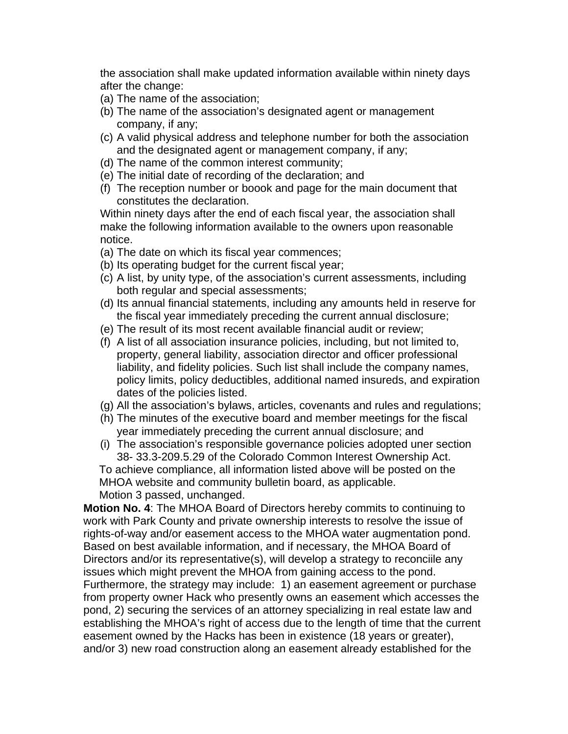the association shall make updated information available within ninety days after the change:

(a) The name of the association;
(b) The name of the association's designated agent or management company, if any;
(c) A valid physical address and telephone number for both the association and the designated agent or management company, if any;
(d) The name of the common interest community;
(e) The initial date of recording of the declaration; and
(f) The reception number or boook and page for the main document that constitutes the declaration.

Within ninety days after the end of each fiscal year, the association shall make the following information available to the owners upon reasonable notice.

(a) The date on which its fiscal year commences;
(b) Its operating budget for the current fiscal year;
(c) A list, by unity type, of the association's current assessments, including both regular and special assessments;
(d) Its annual financial statements, including any amounts held in reserve for the fiscal year immediately preceding the current annual disclosure;
(e) The result of its most recent available financial audit or review;
(f) A list of all association insurance policies, including, but not limited to, property, general liability, association director and officer professional liability, and fidelity policies. Such list shall include the company names, policy limits, policy deductibles, additional named insureds, and expiration dates of the policies listed.
(g) All the association's bylaws, articles, covenants and rules and regulations;
(h) The minutes of the executive board and member meetings for the fiscal year immediately preceding the current annual disclosure; and
(i) The association's responsible governance policies adopted uner section 38- 33.3-209.5.29 of the Colorado Common Interest Ownership Act.

To achieve compliance, all information listed above will be posted on the MHOA website and community bulletin board, as applicable.

Motion 3 passed, unchanged.

**Motion No. 4**: The MHOA Board of Directors hereby commits to continuing to work with Park County and private ownership interests to resolve the issue of rights-of-way and/or easement access to the MHOA water augmentation pond. Based on best available information, and if necessary, the MHOA Board of Directors and/or its representative(s), will develop a strategy to reconciile any issues which might prevent the MHOA from gaining access to the pond. Furthermore, the strategy may include: 1) an easement agreement or purchase from property owner Hack who presently owns an easement which accesses the pond, 2) securing the services of an attorney specializing in real estate law and establishing the MHOA's right of access due to the length of time that the current easement owned by the Hacks has been in existence (18 years or greater), and/or 3) new road construction along an easement already established for the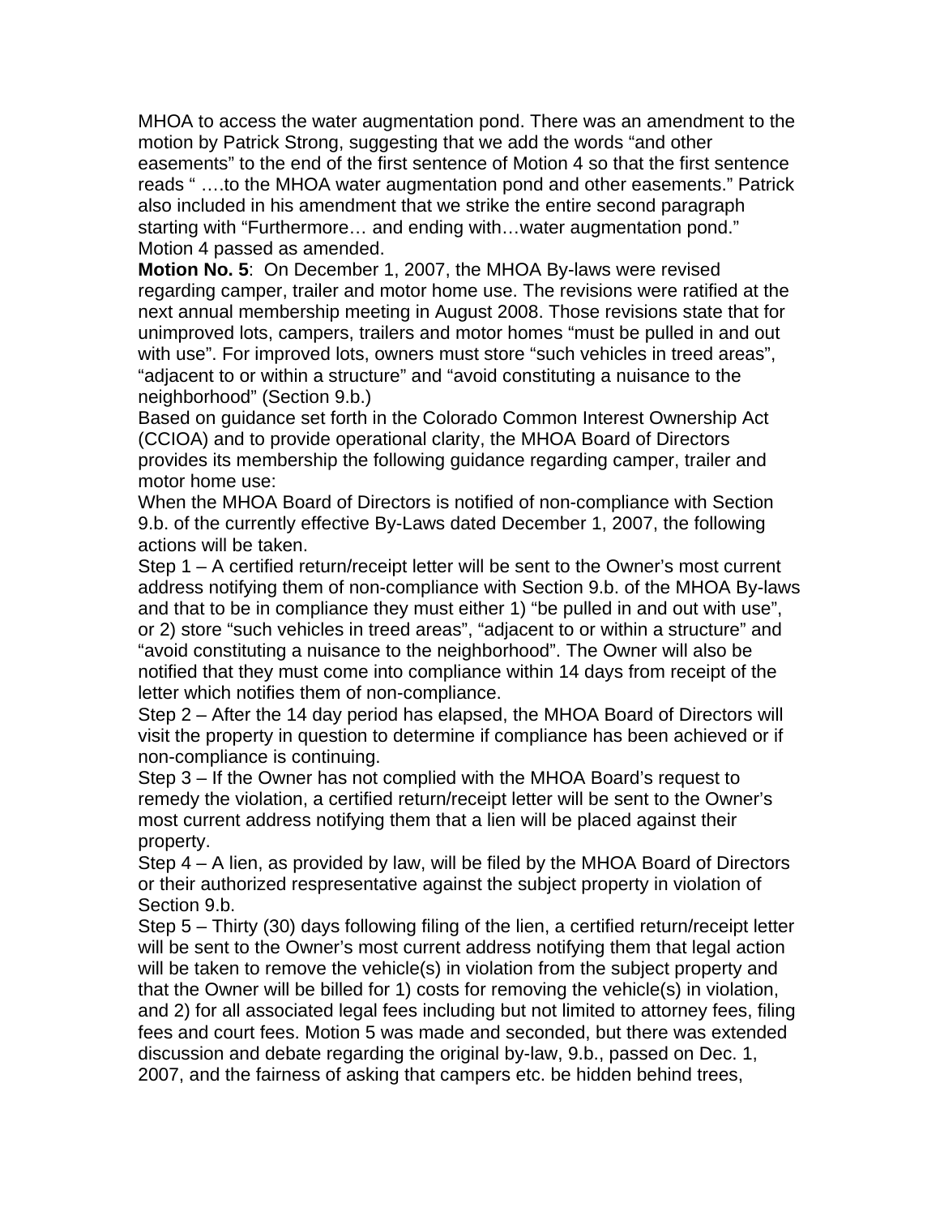MHOA to access the water augmentation pond. There was an amendment to the motion by Patrick Strong, suggesting that we add the words “and other easements” to the end of the first sentence of Motion 4 so that the first sentence reads “ ….to the MHOA water augmentation pond and other easements.” Patrick also included in his amendment that we strike the entire second paragraph starting with “Furthermore… and ending with…water augmentation pond.” Motion 4 passed as amended.

**Motion No. 5**: On December 1, 2007, the MHOA By-laws were revised regarding camper, trailer and motor home use. The revisions were ratified at the next annual membership meeting in August 2008. Those revisions state that for unimproved lots, campers, trailers and motor homes “must be pulled in and out with use”. For improved lots, owners must store “such vehicles in treed areas”, “adjacent to or within a structure” and “avoid constituting a nuisance to the neighborhood” (Section 9.b.)

Based on guidance set forth in the Colorado Common Interest Ownership Act (CCIOA) and to provide operational clarity, the MHOA Board of Directors provides its membership the following guidance regarding camper, trailer and motor home use:

When the MHOA Board of Directors is notified of non-compliance with Section 9.b. of the currently effective By-Laws dated December 1, 2007, the following actions will be taken.

Step 1 – A certified return/receipt letter will be sent to the Owner’s most current address notifying them of non-compliance with Section 9.b. of the MHOA By-laws and that to be in compliance they must either 1) “be pulled in and out with use”, or 2) store “such vehicles in treed areas”, “adjacent to or within a structure” and “avoid constituting a nuisance to the neighborhood”. The Owner will also be notified that they must come into compliance within 14 days from receipt of the letter which notifies them of non-compliance.

Step 2 – After the 14 day period has elapsed, the MHOA Board of Directors will visit the property in question to determine if compliance has been achieved or if non-compliance is continuing.

Step 3 – If the Owner has not complied with the MHOA Board’s request to remedy the violation, a certified return/receipt letter will be sent to the Owner’s most current address notifying them that a lien will be placed against their property.

Step 4 – A lien, as provided by law, will be filed by the MHOA Board of Directors or their authorized respresentative against the subject property in violation of Section 9.b.

Step 5 – Thirty (30) days following filing of the lien, a certified return/receipt letter will be sent to the Owner’s most current address notifying them that legal action will be taken to remove the vehicle(s) in violation from the subject property and that the Owner will be billed for 1) costs for removing the vehicle(s) in violation, and 2) for all associated legal fees including but not limited to attorney fees, filing fees and court fees. Motion 5 was made and seconded, but there was extended discussion and debate regarding the original by-law, 9.b., passed on Dec. 1, 2007, and the fairness of asking that campers etc. be hidden behind trees,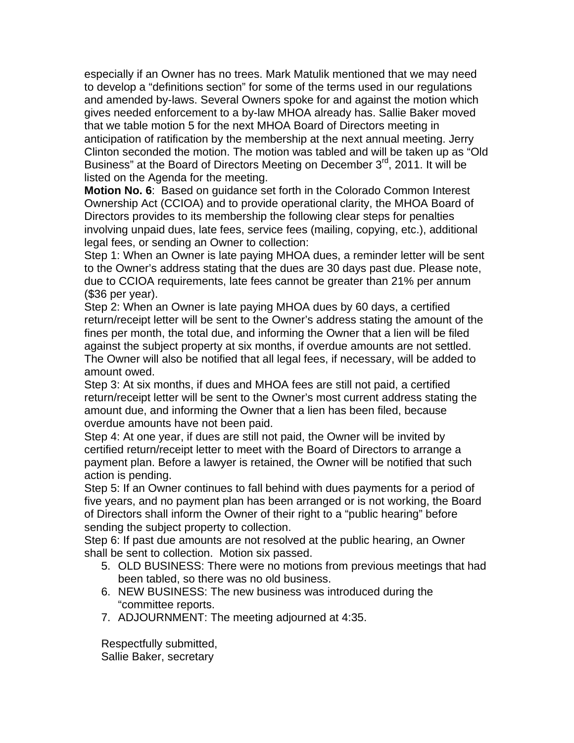especially if an Owner has no trees. Mark Matulik mentioned that we may need to develop a "definitions section" for some of the terms used in our regulations and amended by-laws. Several Owners spoke for and against the motion which gives needed enforcement to a by-law MHOA already has. Sallie Baker moved that we table motion 5 for the next MHOA Board of Directors meeting in anticipation of ratification by the membership at the next annual meeting. Jerry Clinton seconded the motion. The motion was tabled and will be taken up as "Old Business" at the Board of Directors Meeting on December 3rd, 2011. It will be listed on the Agenda for the meeting.

**Motion No. 6**: Based on guidance set forth in the Colorado Common Interest Ownership Act (CCIOA) and to provide operational clarity, the MHOA Board of Directors provides to its membership the following clear steps for penalties involving unpaid dues, late fees, service fees (mailing, copying, etc.), additional legal fees, or sending an Owner to collection:

Step 1: When an Owner is late paying MHOA dues, a reminder letter will be sent to the Owner's address stating that the dues are 30 days past due. Please note, due to CCIOA requirements, late fees cannot be greater than 21% per annum ($36 per year).

Step 2: When an Owner is late paying MHOA dues by 60 days, a certified return/receipt letter will be sent to the Owner's address stating the amount of the fines per month, the total due, and informing the Owner that a lien will be filed against the subject property at six months, if overdue amounts are not settled. The Owner will also be notified that all legal fees, if necessary, will be added to amount owed.

Step 3: At six months, if dues and MHOA fees are still not paid, a certified return/receipt letter will be sent to the Owner's most current address stating the amount due, and informing the Owner that a lien has been filed, because overdue amounts have not been paid.

Step 4: At one year, if dues are still not paid, the Owner will be invited by certified return/receipt letter to meet with the Board of Directors to arrange a payment plan. Before a lawyer is retained, the Owner will be notified that such action is pending.

Step 5: If an Owner continues to fall behind with dues payments for a period of five years, and no payment plan has been arranged or is not working, the Board of Directors shall inform the Owner of their right to a "public hearing" before sending the subject property to collection.

Step 6: If past due amounts are not resolved at the public hearing, an Owner shall be sent to collection. Motion six passed.

5. OLD BUSINESS: There were no motions from previous meetings that had been tabled, so there was no old business.
6. NEW BUSINESS: The new business was introduced during the "committee reports.
7. ADJOURNMENT: The meeting adjourned at 4:35.

Respectfully submitted,
Sallie Baker, secretary